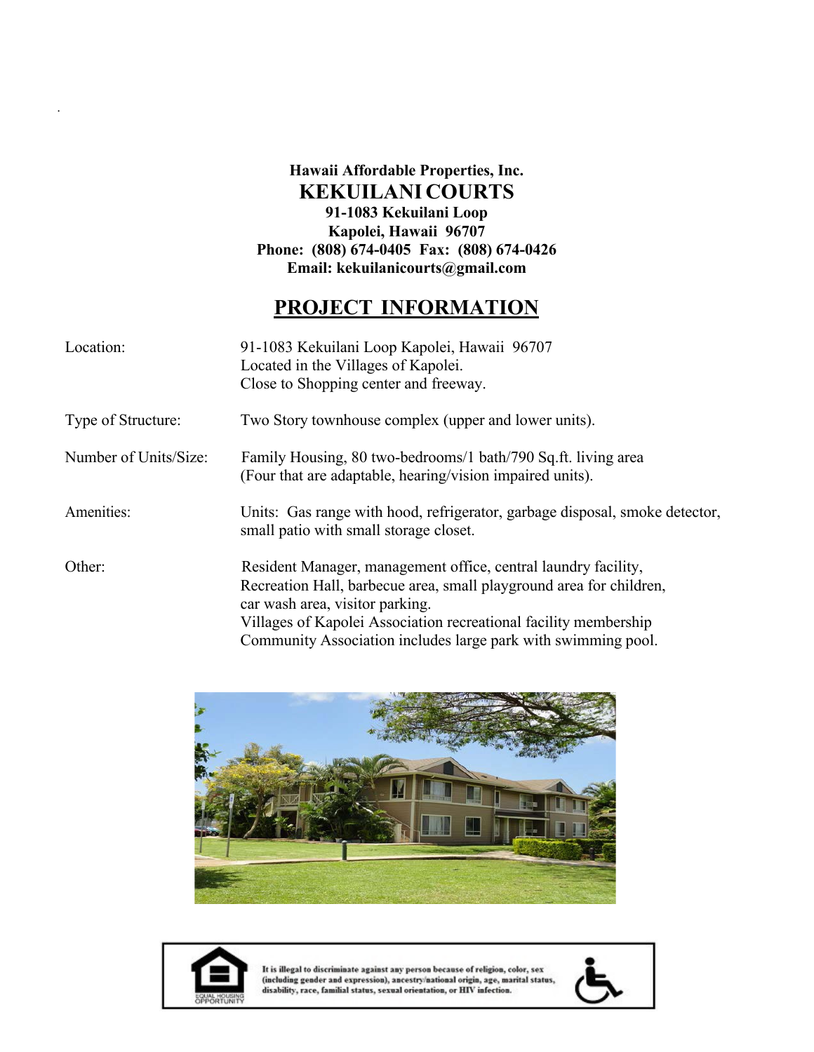**Hawaii Affordable Properties, Inc.**

# KEKUILANI COURTS

**91-1083 Kekuilani Loop**
**Kapolei, Hawaii 96707**
**Phone: (808) 674-0405 Fax: (808) 674-0426**
**Email: kekuilanicourts@gmail.com**

## PROJECT INFORMATION

| | |
|---|---|
| Location: | 91-1083 Kekuilani Loop Kapolei, Hawaii 96707<br>Located in the Villages of Kapolei.<br>Close to Shopping center and freeway. |
| Type of Structure: | Two Story townhouse complex (upper and lower units). |
| Number of Units/Size: | Family Housing, 80 two-bedrooms/1 bath/790 Sq.ft. living area<br>(Four that are adaptable, hearing/vision impaired units). |
| Amenities: | Units: Gas range with hood, refrigerator, garbage disposal, smoke detector, small patio with small storage closet. |
| Other: | Resident Manager, management office, central laundry facility, Recreation Hall, barbecue area, small playground area for children, car wash area, visitor parking.<br>Villages of Kapolei Association recreational facility membership<br>Community Association includes large park with swimming pool. |

EQUAL HOUSING OPPORTUNITY

**It is illegal to discriminate against any person because of religion, color, sex (including gender and expression), ancestry/national origin, age, marital status, disability, race, familial status, sexual orientation, or HIV infection.**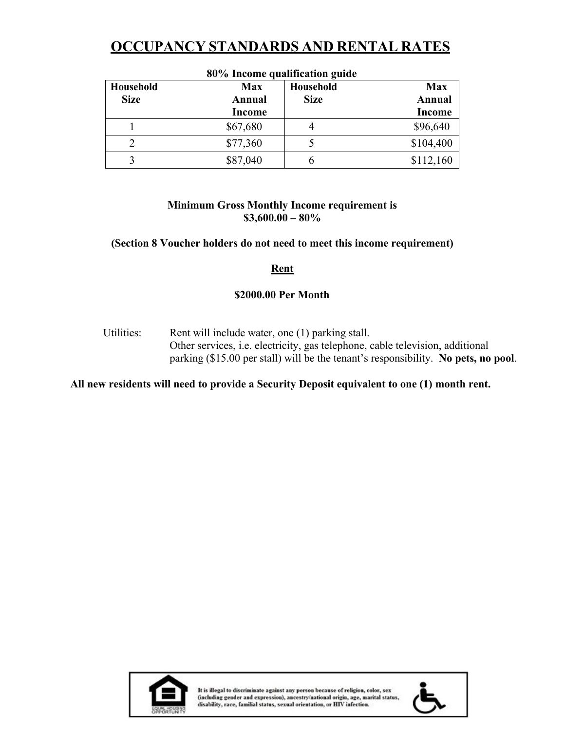# OCCUPANCY STANDARDS AND RENTAL RATES

**80% Income qualification guide**

| Household Size | Max Annual Income | Household Size | Max Annual Income |
|---|---|---|---|
| 1 | $67,680 | 4 | $96,640 |
| 2 | $77,360 | 5 | $104,400 |
| 3 | $87,040 | 6 | $112,160 |

**Minimum Gross Monthly Income requirement is**
**$3,600.00 – 80%**

**(Section 8 Voucher holders do not need to meet this income requirement)**

**Rent**

**$2000.00 Per Month**

Utilities: Rent will include water, one (1) parking stall. Other services, i.e. electricity, gas telephone, cable television, additional parking ($15.00 per stall) will be the tenant's responsibility. **No pets, no pool**.

**All new residents will need to provide a Security Deposit equivalent to one (1) month rent.**

EQUAL HOUSING OPPORTUNITY

It is illegal to discriminate against any person because of religion, color, sex (including gender and expression), ancestry/national origin, age, marital status, disability, race, familial status, sexual orientation, or HIV infection.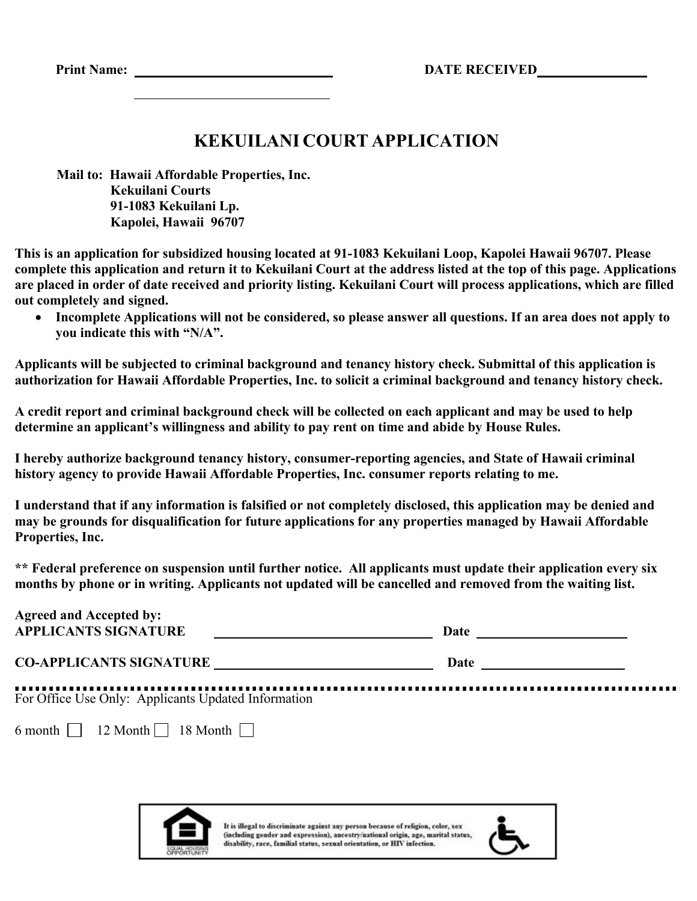**Print Name:** ______________________________ **DATE RECEIVED**________________

______________________________

# KEKUILANI COURT APPLICATION

**Mail to: Hawaii Affordable Properties, Inc.**
**Kekuilani Courts**
**91-1083 Kekuilani Lp.**
**Kapolei, Hawaii 96707**

**This is an application for subsidized housing located at 91-1083 Kekuilani Loop, Kapolei Hawaii 96707. Please complete this application and return it to Kekuilani Court at the address listed at the top of this page. Applications are placed in order of date received and priority listing. Kekuilani Court will process applications, which are filled out completely and signed.**

- **Incomplete Applications will not be considered, so please answer all questions. If an area does not apply to you indicate this with "N/A".**

**Applicants will be subjected to criminal background and tenancy history check. Submittal of this application is authorization for Hawaii Affordable Properties, Inc. to solicit a criminal background and tenancy history check.**

**A credit report and criminal background check will be collected on each applicant and may be used to help determine an applicant's willingness and ability to pay rent on time and abide by House Rules.**

**I hereby authorize background tenancy history, consumer-reporting agencies, and State of Hawaii criminal history agency to provide Hawaii Affordable Properties, Inc. consumer reports relating to me.**

**I understand that if any information is falsified or not completely disclosed, this application may be denied and may be grounds for disqualification for future applications for any properties managed by Hawaii Affordable Properties, Inc.**

**** Federal preference on suspension until further notice. All applicants must update their application every six months by phone or in writing. Applicants not updated will be cancelled and removed from the waiting list.**

**Agreed and Accepted by:**
**APPLICANTS SIGNATURE** ________________________________ **Date** ______________________

**CO-APPLICANTS SIGNATURE** ________________________________ **Date** ______________________

For Office Use Only: Applicants Updated Information

6 month ☐ 12 Month ☐ 18 Month ☐

It is illegal to discriminate against any person because of religion, color, sex (including gender and expression), ancestry/national origin, age, marital status, disability, race, familial status, sexual orientation, or HIV infection.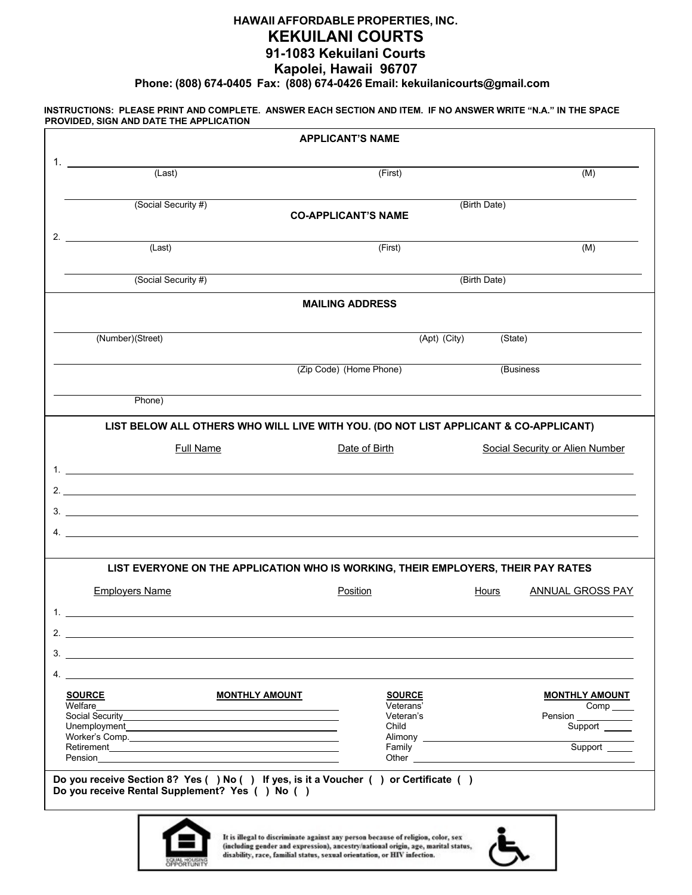**HAWAII AFFORDABLE PROPERTIES, INC.**

# KEKUILANI COURTS

## 91-1083 Kekuilani Courts
## Kapolei, Hawaii 96707

**Phone: (808) 674-0405 Fax: (808) 674-0426 Email: kekuilanicourts@gmail.com**

**INSTRUCTIONS: PLEASE PRINT AND COMPLETE. ANSWER EACH SECTION AND ITEM. IF NO ANSWER WRITE "N.A." IN THE SPACE PROVIDED, SIGN AND DATE THE APPLICATION**

**APPLICANT'S NAME**

1. ______________________________________________________________________

(Last) (First) (M)

______________________________________________________________________

(Social Security #) (Birth Date)

**CO-APPLICANT'S NAME**

2. ______________________________________________________________________

(Last) (First) (M)

______________________________________________________________________

(Social Security #) (Birth Date)

**MAILING ADDRESS**

______________________________________________________________________

(Number)(Street) (Apt) (City) (State)

______________________________________________________________________

(Zip Code) (Home Phone) (Business

______________________________________________________________________

Phone)

**LIST BELOW ALL OTHERS WHO WILL LIVE WITH YOU. (DO NOT LIST APPLICANT & CO-APPLICANT)**

| Full Name | Date of Birth | Social Security or Alien Number |
|---|---|---|
| 1. | | |
| 2. | | |
| 3. | | |
| 4. | | |

**LIST EVERYONE ON THE APPLICATION WHO IS WORKING, THEIR EMPLOYERS, THEIR PAY RATES**

| Employers Name | Position | Hours | ANNUAL GROSS PAY |
|---|---|---|---|
| 1. | | | |
| 2. | | | |
| 3. | | | |
| 4. | | | |

| SOURCE | MONTHLY AMOUNT | SOURCE | MONTHLY AMOUNT |
|---|---|---|---|
| Welfare | | Veterans' Comp | |
| Social Security | | Veteran's Pension | |
| Unemployment | | Child Support | |
| Worker's Comp. | | Alimony | |
| Retirement | | Family Support | |
| Pension | | Other | |

**Do you receive Section 8? Yes ( ) No ( ) If yes, is it a Voucher ( ) or Certificate ( )**
**Do you receive Rental Supplement? Yes ( ) No ( )**

EQUAL HOUSING OPPORTUNITY

It is illegal to discriminate against any person because of religion, color, sex (including gender and expression), ancestry/national origin, age, marital status, disability, race, familial status, sexual orientation, or HIV infection.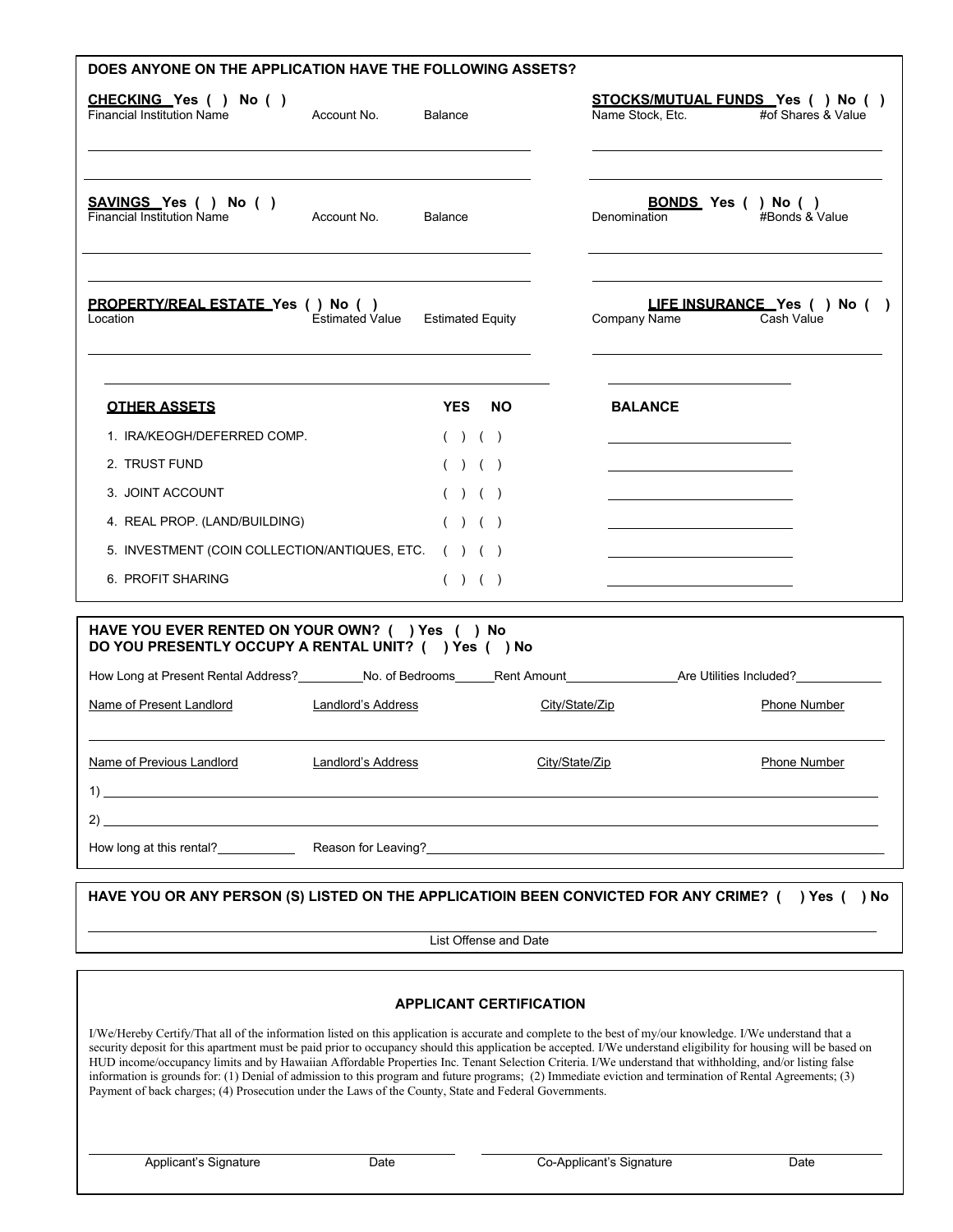**DOES ANYONE ON THE APPLICATION HAVE THE FOLLOWING ASSETS?**

**CHECKING** Yes ( ) No ( )

| Financial Institution Name | Account No. | Balance |
| --- | --- | --- |
| | | |
| | | |

**STOCKS/MUTUAL FUNDS** Yes ( ) No ( )

| Name Stock, Etc. | #of Shares & Value |
| --- | --- |
| | |
| | |

**SAVINGS** Yes ( ) No ( )

| Financial Institution Name | Account No. | Balance |
| --- | --- | --- |
| | | |
| | | |

**BONDS** Yes ( ) No ( )

| Denomination | #Bonds & Value |
| --- | --- |
| | |
| | |

**PROPERTY/REAL ESTATE** Yes ( ) No ( )

| Location | Estimated Value | Estimated Equity |
| --- | --- | --- |
| | | |

**LIFE INSURANCE** Yes ( ) No ( )

| Company Name | Cash Value |
| --- | --- |
| | |

| **OTHER ASSETS** | **YES** | **NO** | **BALANCE** |
| --- | --- | --- | --- |
| 1. IRA/KEOGH/DEFERRED COMP. | ( ) | ( ) | |
| 2. TRUST FUND | ( ) | ( ) | |
| 3. JOINT ACCOUNT | ( ) | ( ) | |
| 4. REAL PROP. (LAND/BUILDING) | ( ) | ( ) | |
| 5. INVESTMENT (COIN COLLECTION/ANTIQUES, ETC. | ( ) | ( ) | |
| 6. PROFIT SHARING | ( ) | ( ) | |

**HAVE YOU EVER RENTED ON YOUR OWN? ( ) Yes ( ) No**
**DO YOU PRESENTLY OCCUPY A RENTAL UNIT? ( ) Yes ( ) No**

How Long at Present Rental Address?\_\_\_\_\_\_\_\_ No. of Bedrooms\_\_\_\_\_ Rent Amount\_\_\_\_\_\_\_\_\_\_\_\_ Are Utilities Included?\_\_\_\_\_\_\_\_\_\_

| Name of Present Landlord | Landlord's Address | City/State/Zip | Phone Number |
| --- | --- | --- | --- |
| | | | |

| Name of Previous Landlord | Landlord's Address | City/State/Zip | Phone Number |
| --- | --- | --- | --- |
| 1) | | | |
| 2) | | | |

How long at this rental?\_\_\_\_\_\_\_\_\_\_ Reason for Leaving?\_\_\_\_\_\_\_\_\_\_\_\_\_\_\_\_\_\_\_\_\_\_\_\_\_\_\_\_\_\_

**HAVE YOU OR ANY PERSON (S) LISTED ON THE APPLICATIOIN BEEN CONVICTED FOR ANY CRIME? ( ) Yes ( ) No**

\_\_\_\_\_\_\_\_\_\_\_\_\_\_\_\_\_\_\_\_\_\_\_\_\_\_\_\_\_\_\_\_\_\_\_\_\_\_\_\_

List Offense and Date

### APPLICANT CERTIFICATION

I/We/Hereby Certify/That all of the information listed on this application is accurate and complete to the best of my/our knowledge. I/We understand that a security deposit for this apartment must be paid prior to occupancy should this application be accepted. I/We understand eligibility for housing will be based on HUD income/occupancy limits and by Hawaiian Affordable Properties Inc. Tenant Selection Criteria. I/We understand that withholding, and/or listing false information is grounds for: (1) Denial of admission to this program and future programs; (2) Immediate eviction and termination of Rental Agreements; (3) Payment of back charges; (4) Prosecution under the Laws of the County, State and Federal Governments.

| Applicant's Signature | Date | Co-Applicant's Signature | Date |
| --- | --- | --- | --- |
| | | | |